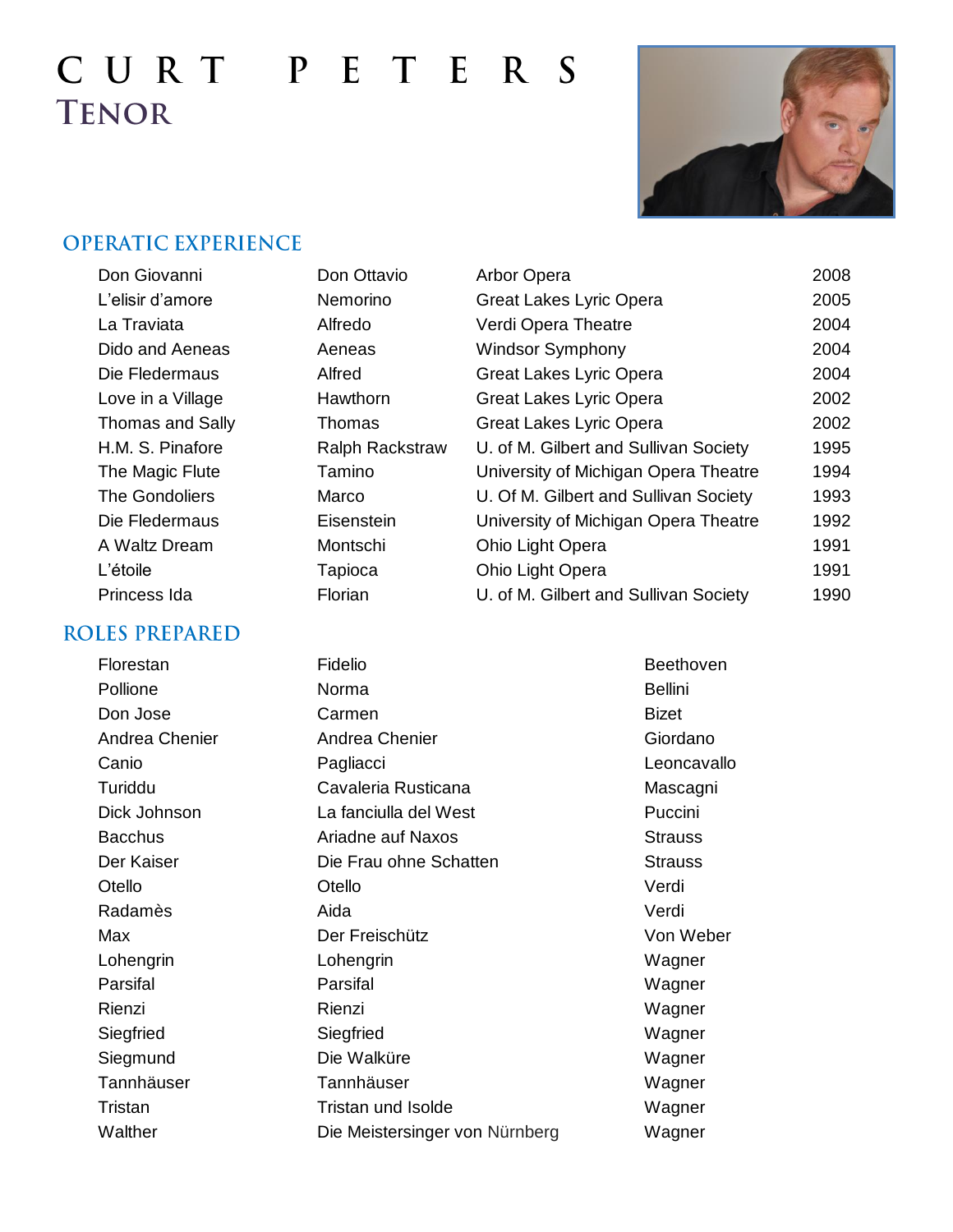# CURT PETERS
## TENOR

## OPERATIC EXPERIENCE

| | | | |
|---|---|---|---|
| Don Giovanni | Don Ottavio | Arbor Opera | 2008 |
| L'elisir d'amore | Nemorino | Great Lakes Lyric Opera | 2005 |
| La Traviata | Alfredo | Verdi Opera Theatre | 2004 |
| Dido and Aeneas | Aeneas | Windsor Symphony | 2004 |
| Die Fledermaus | Alfred | Great Lakes Lyric Opera | 2004 |
| Love in a Village | Hawthorn | Great Lakes Lyric Opera | 2002 |
| Thomas and Sally | Thomas | Great Lakes Lyric Opera | 2002 |
| H.M. S. Pinafore | Ralph Rackstraw | U. of M. Gilbert and Sullivan Society | 1995 |
| The Magic Flute | Tamino | University of Michigan Opera Theatre | 1994 |
| The Gondoliers | Marco | U. Of M. Gilbert and Sullivan Society | 1993 |
| Die Fledermaus | Eisenstein | University of Michigan Opera Theatre | 1992 |
| A Waltz Dream | Montschi | Ohio Light Opera | 1991 |
| L'étoile | Tapioca | Ohio Light Opera | 1991 |
| Princess Ida | Florian | U. of M. Gilbert and Sullivan Society | 1990 |

## ROLES PREPARED

| | | |
|---|---|---|
| Florestan | Fidelio | Beethoven |
| Pollione | Norma | Bellini |
| Don Jose | Carmen | Bizet |
| Andrea Chenier | Andrea Chenier | Giordano |
| Canio | Pagliacci | Leoncavallo |
| Turiddu | Cavaleria Rusticana | Mascagni |
| Dick Johnson | La fanciulla del West | Puccini |
| Bacchus | Ariadne auf Naxos | Strauss |
| Der Kaiser | Die Frau ohne Schatten | Strauss |
| Otello | Otello | Verdi |
| Radamès | Aida | Verdi |
| Max | Der Freischütz | Von Weber |
| Lohengrin | Lohengrin | Wagner |
| Parsifal | Parsifal | Wagner |
| Rienzi | Rienzi | Wagner |
| Siegfried | Siegfried | Wagner |
| Siegmund | Die Walküre | Wagner |
| Tannhäuser | Tannhäuser | Wagner |
| Tristan | Tristan und Isolde | Wagner |
| Walther | Die Meistersinger von Nürnberg | Wagner |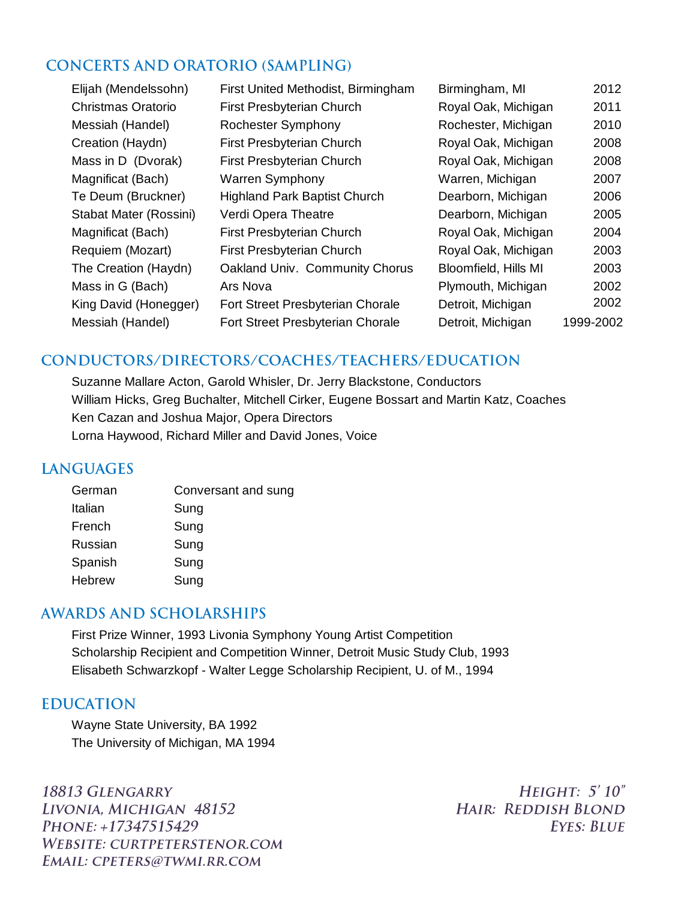## CONCERTS AND ORATORIO (SAMPLING)

| | | | |
|---|---|---|---|
| Elijah (Mendelssohn) | First United Methodist, Birmingham | Birmingham, MI | 2012 |
| Christmas Oratorio | First Presbyterian Church | Royal Oak, Michigan | 2011 |
| Messiah (Handel) | Rochester Symphony | Rochester, Michigan | 2010 |
| Creation (Haydn) | First Presbyterian Church | Royal Oak, Michigan | 2008 |
| Mass in D (Dvorak) | First Presbyterian Church | Royal Oak, Michigan | 2008 |
| Magnificat (Bach) | Warren Symphony | Warren, Michigan | 2007 |
| Te Deum (Bruckner) | Highland Park Baptist Church | Dearborn, Michigan | 2006 |
| Stabat Mater (Rossini) | Verdi Opera Theatre | Dearborn, Michigan | 2005 |
| Magnificat (Bach) | First Presbyterian Church | Royal Oak, Michigan | 2004 |
| Requiem (Mozart) | First Presbyterian Church | Royal Oak, Michigan | 2003 |
| The Creation (Haydn) | Oakland Univ. Community Chorus | Bloomfield, Hills MI | 2003 |
| Mass in G (Bach) | Ars Nova | Plymouth, Michigan | 2002 |
| King David (Honegger) | Fort Street Presbyterian Chorale | Detroit, Michigan | 2002 |
| Messiah (Handel) | Fort Street Presbyterian Chorale | Detroit, Michigan | 1999-2002 |

## CONDUCTORS/DIRECTORS/COACHES/TEACHERS/EDUCATION

Suzanne Mallare Acton, Garold Whisler, Dr. Jerry Blackstone, Conductors
William Hicks, Greg Buchalter, Mitchell Cirker, Eugene Bossart and Martin Katz, Coaches
Ken Cazan and Joshua Major, Opera Directors
Lorna Haywood, Richard Miller and David Jones, Voice

## LANGUAGES

| | |
|---|---|
| German | Conversant and sung |
| Italian | Sung |
| French | Sung |
| Russian | Sung |
| Spanish | Sung |
| Hebrew | Sung |

## AWARDS AND SCHOLARSHIPS

First Prize Winner, 1993 Livonia Symphony Young Artist Competition
Scholarship Recipient and Competition Winner, Detroit Music Study Club, 1993
Elisabeth Schwarzkopf - Walter Legge Scholarship Recipient, U. of M., 1994

## EDUCATION

Wayne State University, BA 1992
The University of Michigan, MA 1994

*18813 Glengarry*
*Livonia, Michigan 48152*
*Phone: +17347515429*
*Website: curtpeterstenor.com*
*Email: cpeters@twmi.rr.com*

*Height: 5' 10"*
*Hair: Reddish Blond*
*Eyes: Blue*